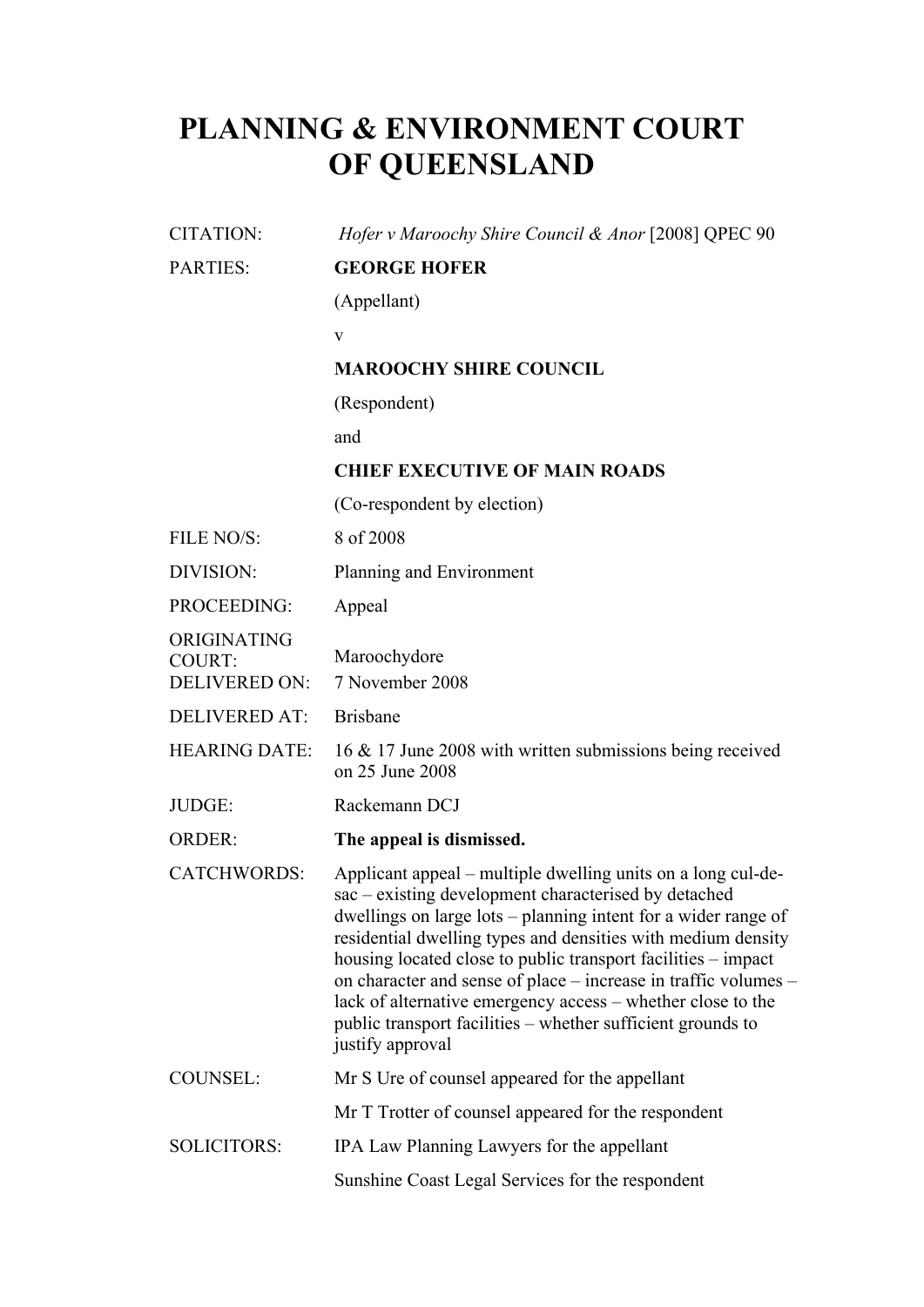# PLANNING & ENVIRONMENT COURT OF QUEENSLAND

| | |
|---|---|
| CITATION: | *Hofer v Maroochy Shire Council & Anor* [2008] QPEC 90 |
| PARTIES: | **GEORGE HOFER** |
| | (Appellant) |
| | v |
| | **MAROOCHY SHIRE COUNCIL** |
| | (Respondent) |
| | and |
| | **CHIEF EXECUTIVE OF MAIN ROADS** |
| | (Co-respondent by election) |
| FILE NO/S: | 8 of 2008 |
| DIVISION: | Planning and Environment |
| PROCEEDING: | Appeal |
| ORIGINATING COURT: | Maroochydore |
| DELIVERED ON: | 7 November 2008 |
| DELIVERED AT: | Brisbane |
| HEARING DATE: | 16 & 17 June 2008 with written submissions being received on 25 June 2008 |
| JUDGE: | Rackemann DCJ |
| ORDER: | **The appeal is dismissed.** |
| CATCHWORDS: | Applicant appeal – multiple dwelling units on a long cul-de-sac – existing development characterised by detached dwellings on large lots – planning intent for a wider range of residential dwelling types and densities with medium density housing located close to public transport facilities – impact on character and sense of place – increase in traffic volumes – lack of alternative emergency access – whether close to the public transport facilities – whether sufficient grounds to justify approval |
| COUNSEL: | Mr S Ure of counsel appeared for the appellant |
| | Mr T Trotter of counsel appeared for the respondent |
| SOLICITORS: | IPA Law Planning Lawyers for the appellant |
| | Sunshine Coast Legal Services for the respondent |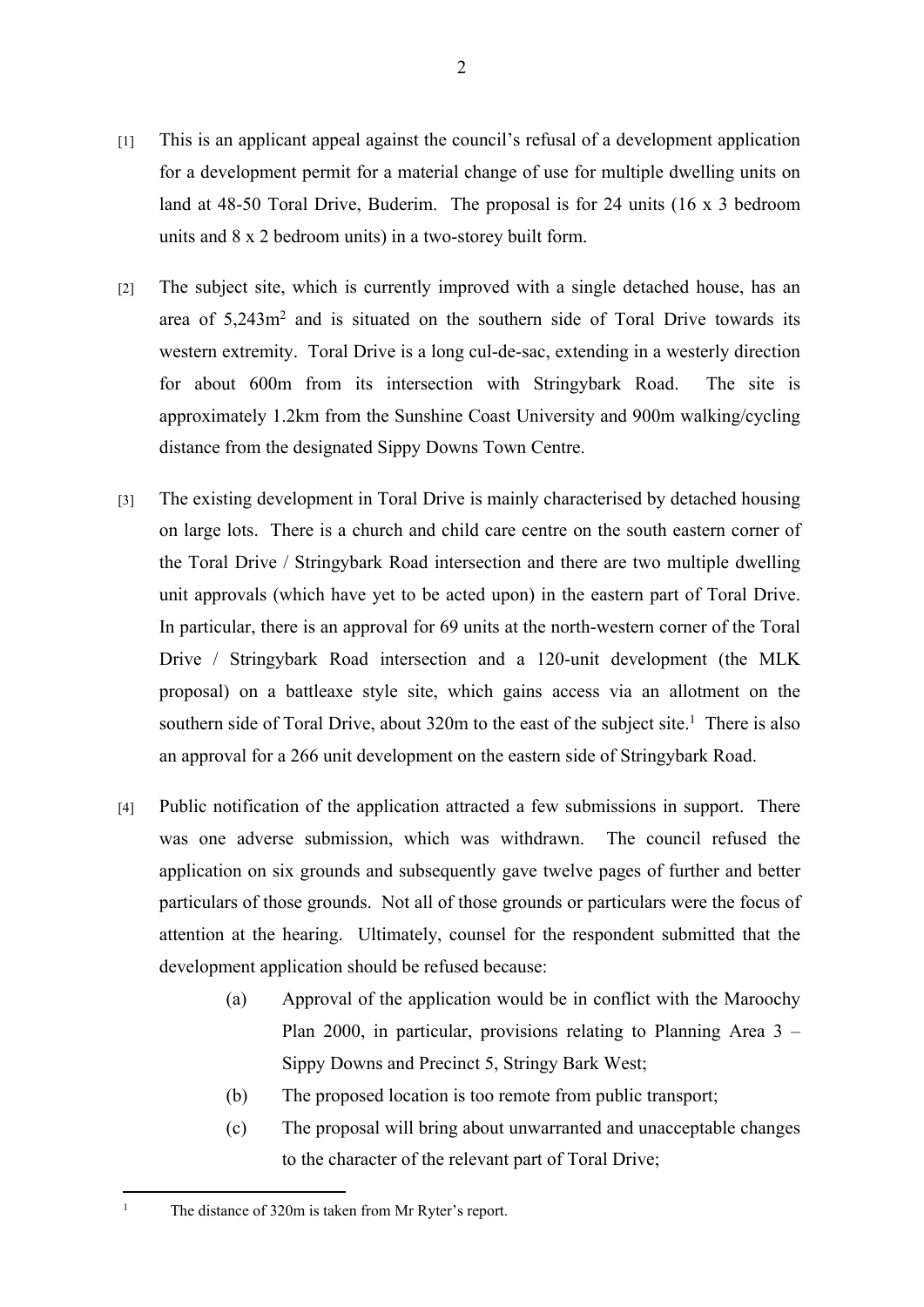[1] This is an applicant appeal against the council's refusal of a development application for a development permit for a material change of use for multiple dwelling units on land at 48-50 Toral Drive, Buderim. The proposal is for 24 units (16 x 3 bedroom units and 8 x 2 bedroom units) in a two-storey built form.

[2] The subject site, which is currently improved with a single detached house, has an area of 5,243m$^2$ and is situated on the southern side of Toral Drive towards its western extremity. Toral Drive is a long cul-de-sac, extending in a westerly direction for about 600m from its intersection with Stringybark Road. The site is approximately 1.2km from the Sunshine Coast University and 900m walking/cycling distance from the designated Sippy Downs Town Centre.

[3] The existing development in Toral Drive is mainly characterised by detached housing on large lots. There is a church and child care centre on the south eastern corner of the Toral Drive / Stringybark Road intersection and there are two multiple dwelling unit approvals (which have yet to be acted upon) in the eastern part of Toral Drive. In particular, there is an approval for 69 units at the north-western corner of the Toral Drive / Stringybark Road intersection and a 120-unit development (the MLK proposal) on a battleaxe style site, which gains access via an allotment on the southern side of Toral Drive, about 320m to the east of the subject site.[1] There is also an approval for a 266 unit development on the eastern side of Stringybark Road.

[4] Public notification of the application attracted a few submissions in support. There was one adverse submission, which was withdrawn. The council refused the application on six grounds and subsequently gave twelve pages of further and better particulars of those grounds. Not all of those grounds or particulars were the focus of attention at the hearing. Ultimately, counsel for the respondent submitted that the development application should be refused because:

(a) Approval of the application would be in conflict with the Maroochy Plan 2000, in particular, provisions relating to Planning Area 3 – Sippy Downs and Precinct 5, Stringy Bark West;

(b) The proposed location is too remote from public transport;

(c) The proposal will bring about unwarranted and unacceptable changes to the character of the relevant part of Toral Drive;

---

[1] The distance of 320m is taken from Mr Ryter's report.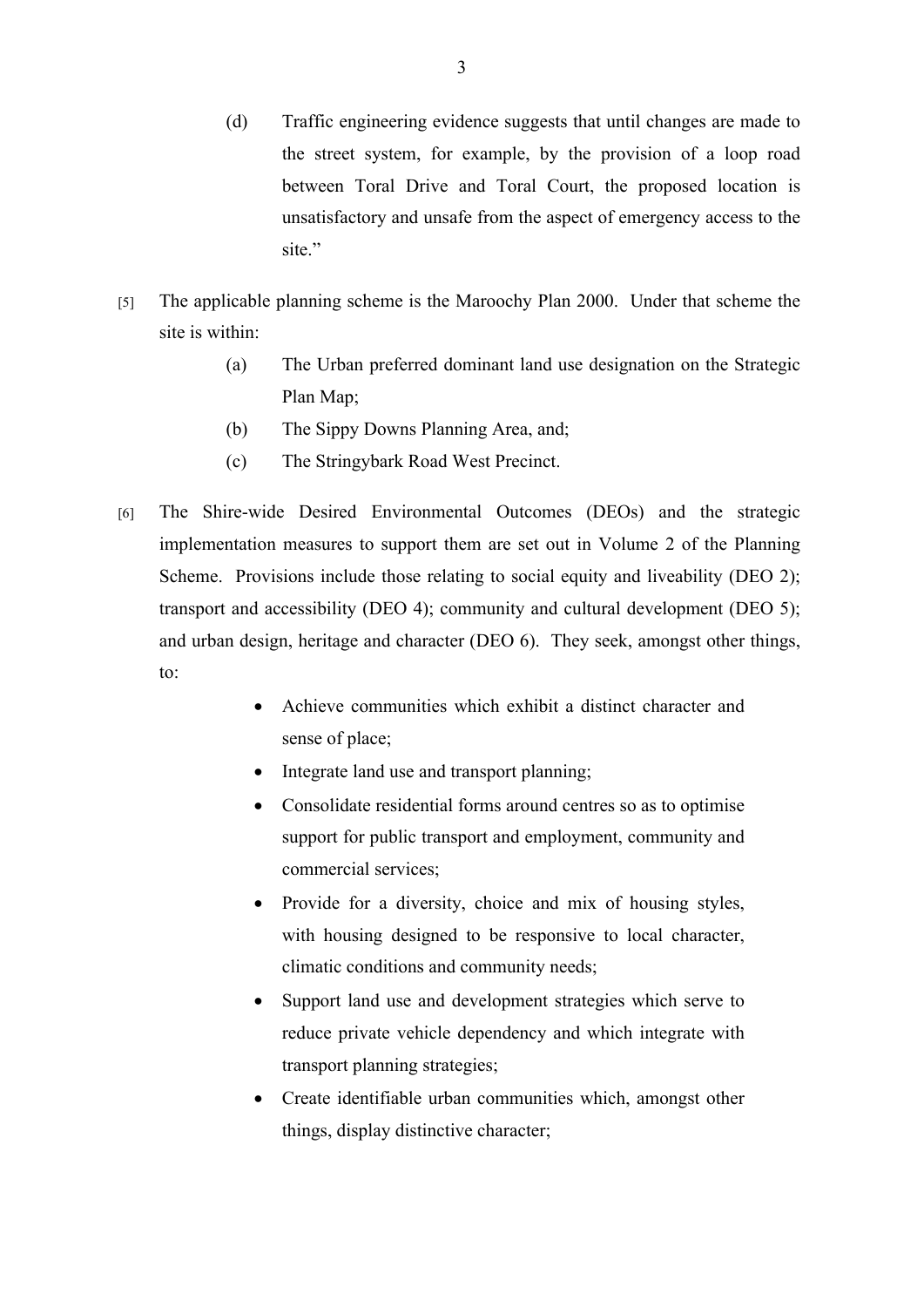(d) Traffic engineering evidence suggests that until changes are made to the street system, for example, by the provision of a loop road between Toral Drive and Toral Court, the proposed location is unsatisfactory and unsafe from the aspect of emergency access to the site."

[5] The applicable planning scheme is the Maroochy Plan 2000. Under that scheme the site is within:

(a) The Urban preferred dominant land use designation on the Strategic Plan Map;

(b) The Sippy Downs Planning Area, and;

(c) The Stringybark Road West Precinct.

[6] The Shire-wide Desired Environmental Outcomes (DEOs) and the strategic implementation measures to support them are set out in Volume 2 of the Planning Scheme. Provisions include those relating to social equity and liveability (DEO 2); transport and accessibility (DEO 4); community and cultural development (DEO 5); and urban design, heritage and character (DEO 6). They seek, amongst other things, to:

- Achieve communities which exhibit a distinct character and sense of place;
- Integrate land use and transport planning;
- Consolidate residential forms around centres so as to optimise support for public transport and employment, community and commercial services;
- Provide for a diversity, choice and mix of housing styles, with housing designed to be responsive to local character, climatic conditions and community needs;
- Support land use and development strategies which serve to reduce private vehicle dependency and which integrate with transport planning strategies;
- Create identifiable urban communities which, amongst other things, display distinctive character;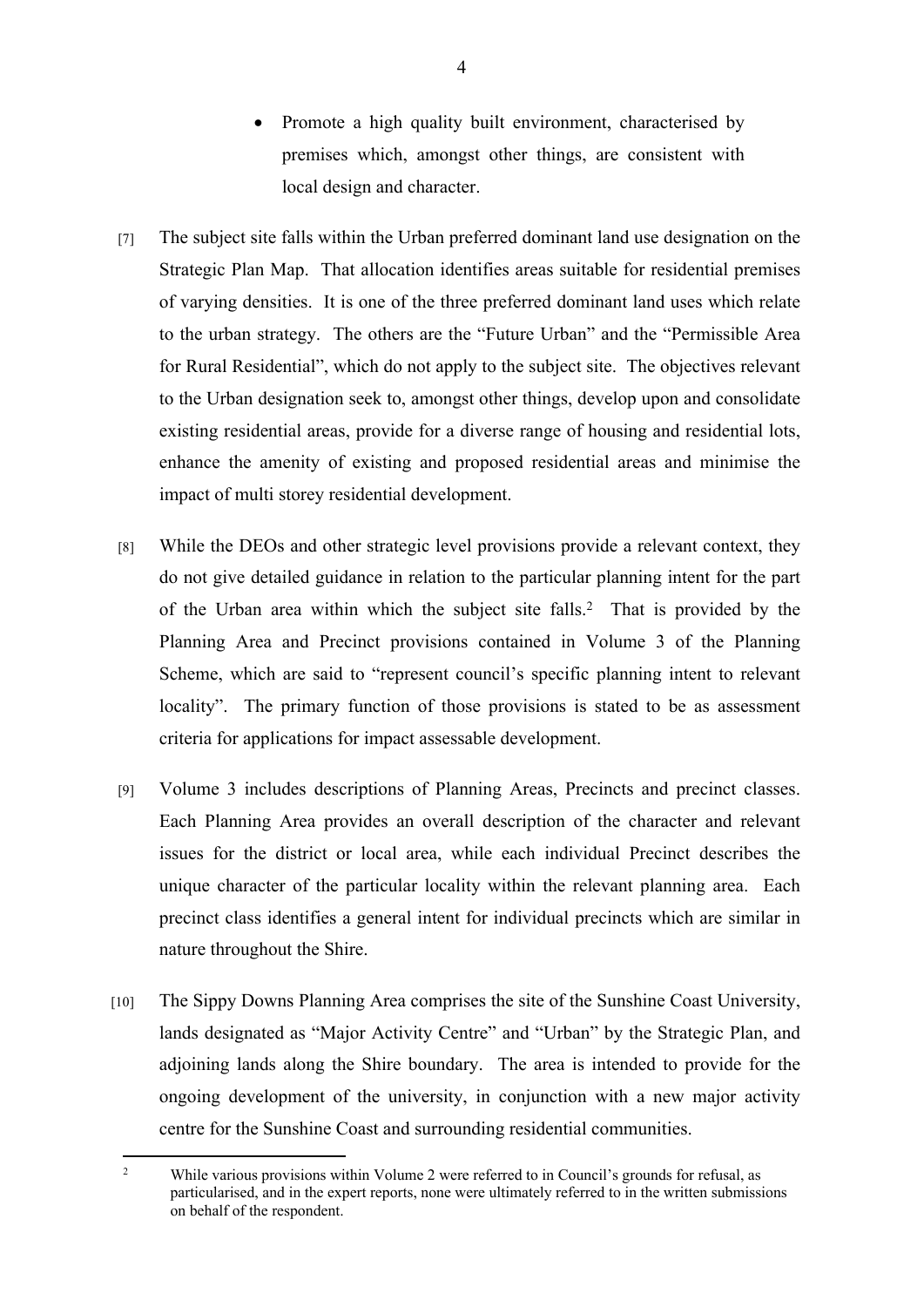- Promote a high quality built environment, characterised by premises which, amongst other things, are consistent with local design and character.

[7] The subject site falls within the Urban preferred dominant land use designation on the Strategic Plan Map. That allocation identifies areas suitable for residential premises of varying densities. It is one of the three preferred dominant land uses which relate to the urban strategy. The others are the "Future Urban" and the "Permissible Area for Rural Residential", which do not apply to the subject site. The objectives relevant to the Urban designation seek to, amongst other things, develop upon and consolidate existing residential areas, provide for a diverse range of housing and residential lots, enhance the amenity of existing and proposed residential areas and minimise the impact of multi storey residential development.

[8] While the DEOs and other strategic level provisions provide a relevant context, they do not give detailed guidance in relation to the particular planning intent for the part of the Urban area within which the subject site falls.[2] That is provided by the Planning Area and Precinct provisions contained in Volume 3 of the Planning Scheme, which are said to "represent council's specific planning intent to relevant locality". The primary function of those provisions is stated to be as assessment criteria for applications for impact assessable development.

[9] Volume 3 includes descriptions of Planning Areas, Precincts and precinct classes. Each Planning Area provides an overall description of the character and relevant issues for the district or local area, while each individual Precinct describes the unique character of the particular locality within the relevant planning area. Each precinct class identifies a general intent for individual precincts which are similar in nature throughout the Shire.

[10] The Sippy Downs Planning Area comprises the site of the Sunshine Coast University, lands designated as "Major Activity Centre" and "Urban" by the Strategic Plan, and adjoining lands along the Shire boundary. The area is intended to provide for the ongoing development of the university, in conjunction with a new major activity centre for the Sunshine Coast and surrounding residential communities.

---

[2] While various provisions within Volume 2 were referred to in Council's grounds for refusal, as particularised, and in the expert reports, none were ultimately referred to in the written submissions on behalf of the respondent.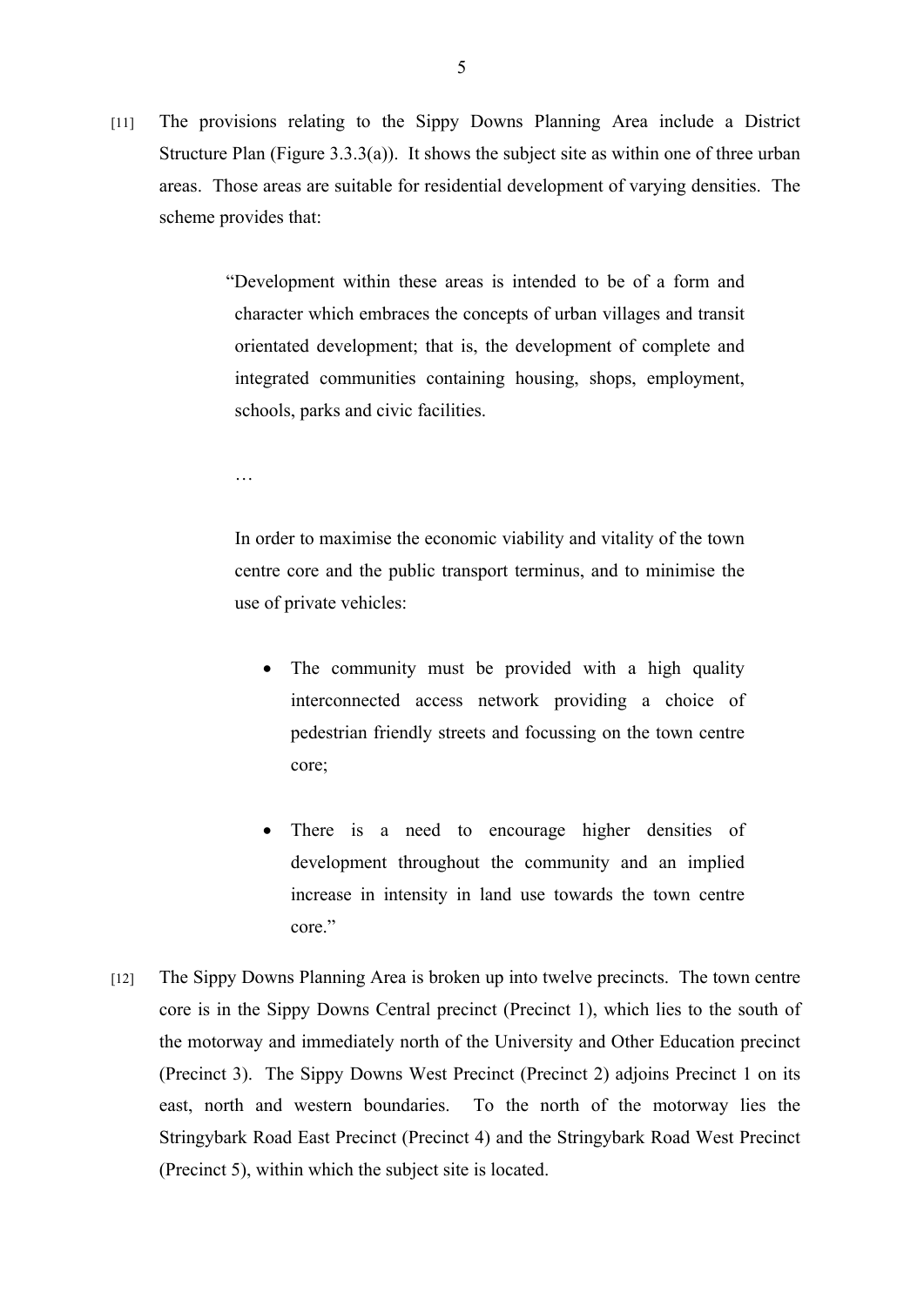[11] The provisions relating to the Sippy Downs Planning Area include a District Structure Plan (Figure 3.3.3(a)). It shows the subject site as within one of three urban areas. Those areas are suitable for residential development of varying densities. The scheme provides that:

> "Development within these areas is intended to be of a form and character which embraces the concepts of urban villages and transit orientated development; that is, the development of complete and integrated communities containing housing, shops, employment, schools, parks and civic facilities.
>
> …
>
> In order to maximise the economic viability and vitality of the town centre core and the public transport terminus, and to minimise the use of private vehicles:
>
> - The community must be provided with a high quality interconnected access network providing a choice of pedestrian friendly streets and focussing on the town centre core;
>
> - There is a need to encourage higher densities of development throughout the community and an implied increase in intensity in land use towards the town centre core."

[12] The Sippy Downs Planning Area is broken up into twelve precincts. The town centre core is in the Sippy Downs Central precinct (Precinct 1), which lies to the south of the motorway and immediately north of the University and Other Education precinct (Precinct 3). The Sippy Downs West Precinct (Precinct 2) adjoins Precinct 1 on its east, north and western boundaries. To the north of the motorway lies the Stringybark Road East Precinct (Precinct 4) and the Stringybark Road West Precinct (Precinct 5), within which the subject site is located.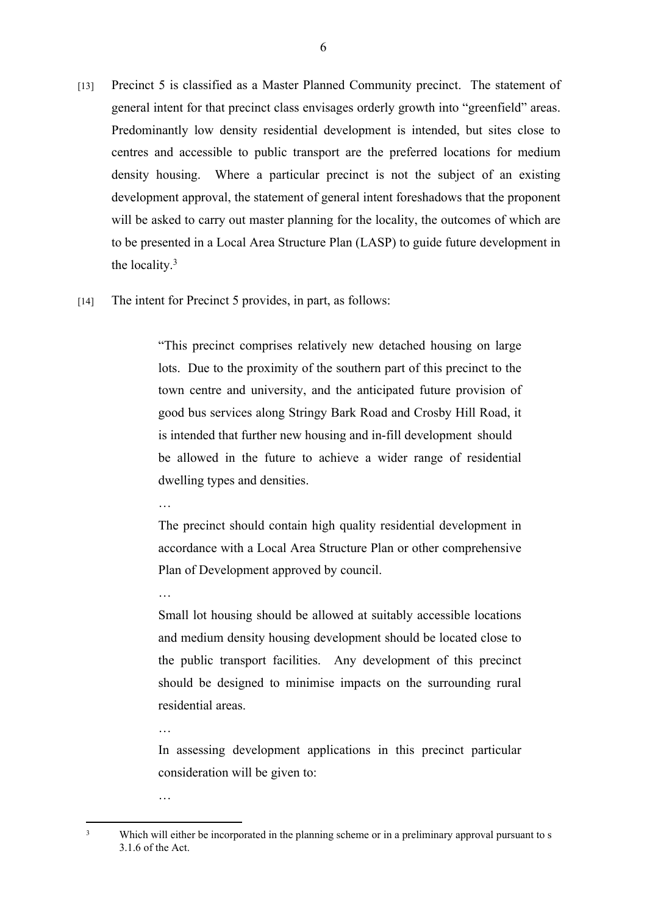[13] Precinct 5 is classified as a Master Planned Community precinct. The statement of general intent for that precinct class envisages orderly growth into "greenfield" areas. Predominantly low density residential development is intended, but sites close to centres and accessible to public transport are the preferred locations for medium density housing. Where a particular precinct is not the subject of an existing development approval, the statement of general intent foreshadows that the proponent will be asked to carry out master planning for the locality, the outcomes of which are to be presented in a Local Area Structure Plan (LASP) to guide future development in the locality.[3]

[14] The intent for Precinct 5 provides, in part, as follows:

> "This precinct comprises relatively new detached housing on large lots. Due to the proximity of the southern part of this precinct to the town centre and university, and the anticipated future provision of good bus services along Stringy Bark Road and Crosby Hill Road, it is intended that further new housing and in-fill development should be allowed in the future to achieve a wider range of residential dwelling types and densities.
>
> …
>
> The precinct should contain high quality residential development in accordance with a Local Area Structure Plan or other comprehensive Plan of Development approved by council.
>
> …
>
> Small lot housing should be allowed at suitably accessible locations and medium density housing development should be located close to the public transport facilities. Any development of this precinct should be designed to minimise impacts on the surrounding rural residential areas.
>
> …
>
> In assessing development applications in this precinct particular consideration will be given to:
>
> …

---

[3] Which will either be incorporated in the planning scheme or in a preliminary approval pursuant to s 3.1.6 of the Act.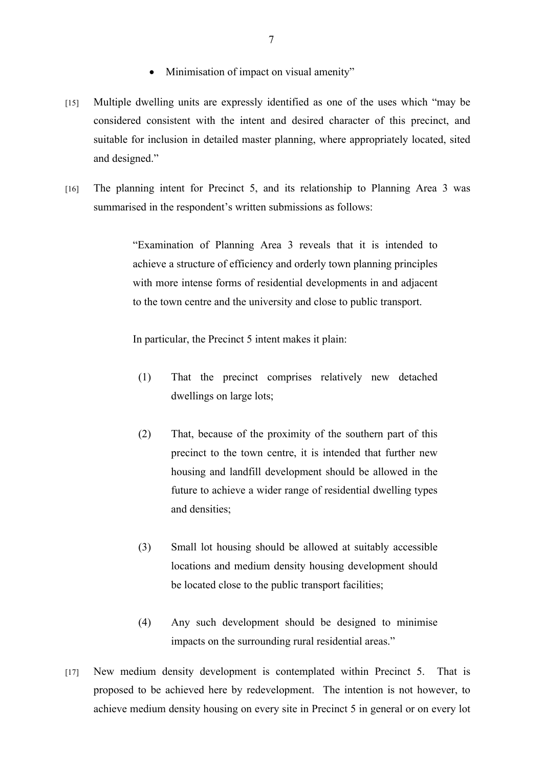- Minimisation of impact on visual amenity"

[15] Multiple dwelling units are expressly identified as one of the uses which "may be considered consistent with the intent and desired character of this precinct, and suitable for inclusion in detailed master planning, where appropriately located, sited and designed."

[16] The planning intent for Precinct 5, and its relationship to Planning Area 3 was summarised in the respondent's written submissions as follows:

> "Examination of Planning Area 3 reveals that it is intended to achieve a structure of efficiency and orderly town planning principles with more intense forms of residential developments in and adjacent to the town centre and the university and close to public transport.
>
> In particular, the Precinct 5 intent makes it plain:
>
> (1) That the precinct comprises relatively new detached dwellings on large lots;
>
> (2) That, because of the proximity of the southern part of this precinct to the town centre, it is intended that further new housing and landfill development should be allowed in the future to achieve a wider range of residential dwelling types and densities;
>
> (3) Small lot housing should be allowed at suitably accessible locations and medium density housing development should be located close to the public transport facilities;
>
> (4) Any such development should be designed to minimise impacts on the surrounding rural residential areas."

[17] New medium density development is contemplated within Precinct 5. That is proposed to be achieved here by redevelopment. The intention is not however, to achieve medium density housing on every site in Precinct 5 in general or on every lot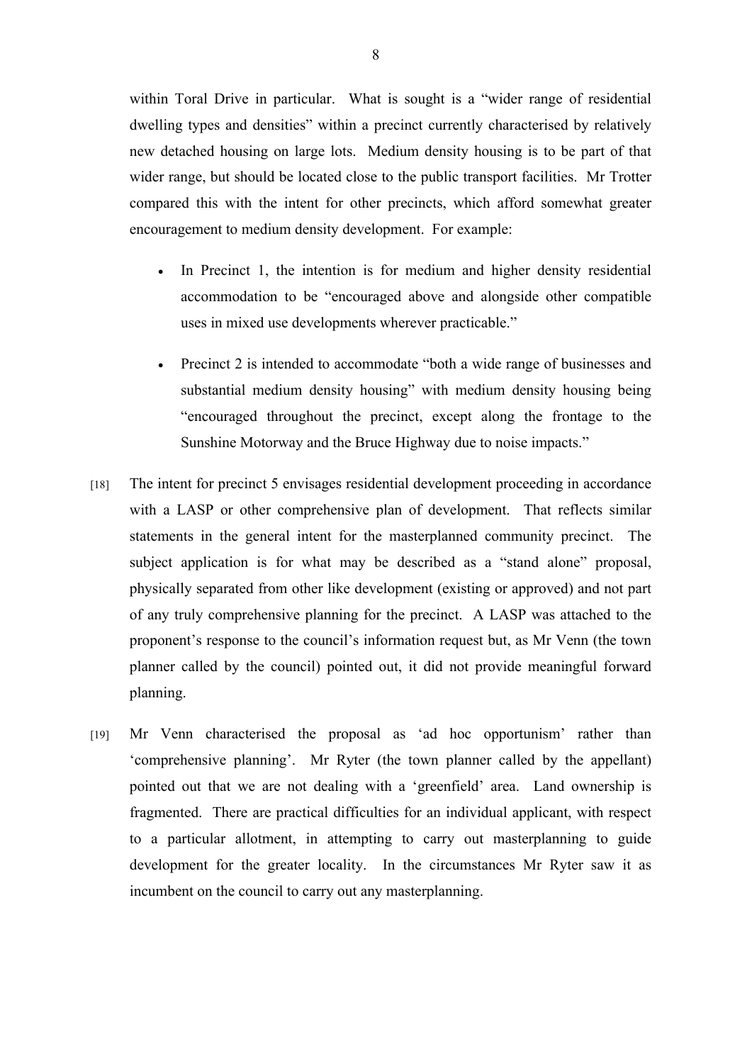within Toral Drive in particular. What is sought is a "wider range of residential dwelling types and densities" within a precinct currently characterised by relatively new detached housing on large lots. Medium density housing is to be part of that wider range, but should be located close to the public transport facilities. Mr Trotter compared this with the intent for other precincts, which afford somewhat greater encouragement to medium density development. For example:

- In Precinct 1, the intention is for medium and higher density residential accommodation to be "encouraged above and alongside other compatible uses in mixed use developments wherever practicable."

- Precinct 2 is intended to accommodate "both a wide range of businesses and substantial medium density housing" with medium density housing being "encouraged throughout the precinct, except along the frontage to the Sunshine Motorway and the Bruce Highway due to noise impacts."

[18] The intent for precinct 5 envisages residential development proceeding in accordance with a LASP or other comprehensive plan of development. That reflects similar statements in the general intent for the masterplanned community precinct. The subject application is for what may be described as a "stand alone" proposal, physically separated from other like development (existing or approved) and not part of any truly comprehensive planning for the precinct. A LASP was attached to the proponent's response to the council's information request but, as Mr Venn (the town planner called by the council) pointed out, it did not provide meaningful forward planning.

[19] Mr Venn characterised the proposal as 'ad hoc opportunism' rather than 'comprehensive planning'. Mr Ryter (the town planner called by the appellant) pointed out that we are not dealing with a 'greenfield' area. Land ownership is fragmented. There are practical difficulties for an individual applicant, with respect to a particular allotment, in attempting to carry out masterplanning to guide development for the greater locality. In the circumstances Mr Ryter saw it as incumbent on the council to carry out any masterplanning.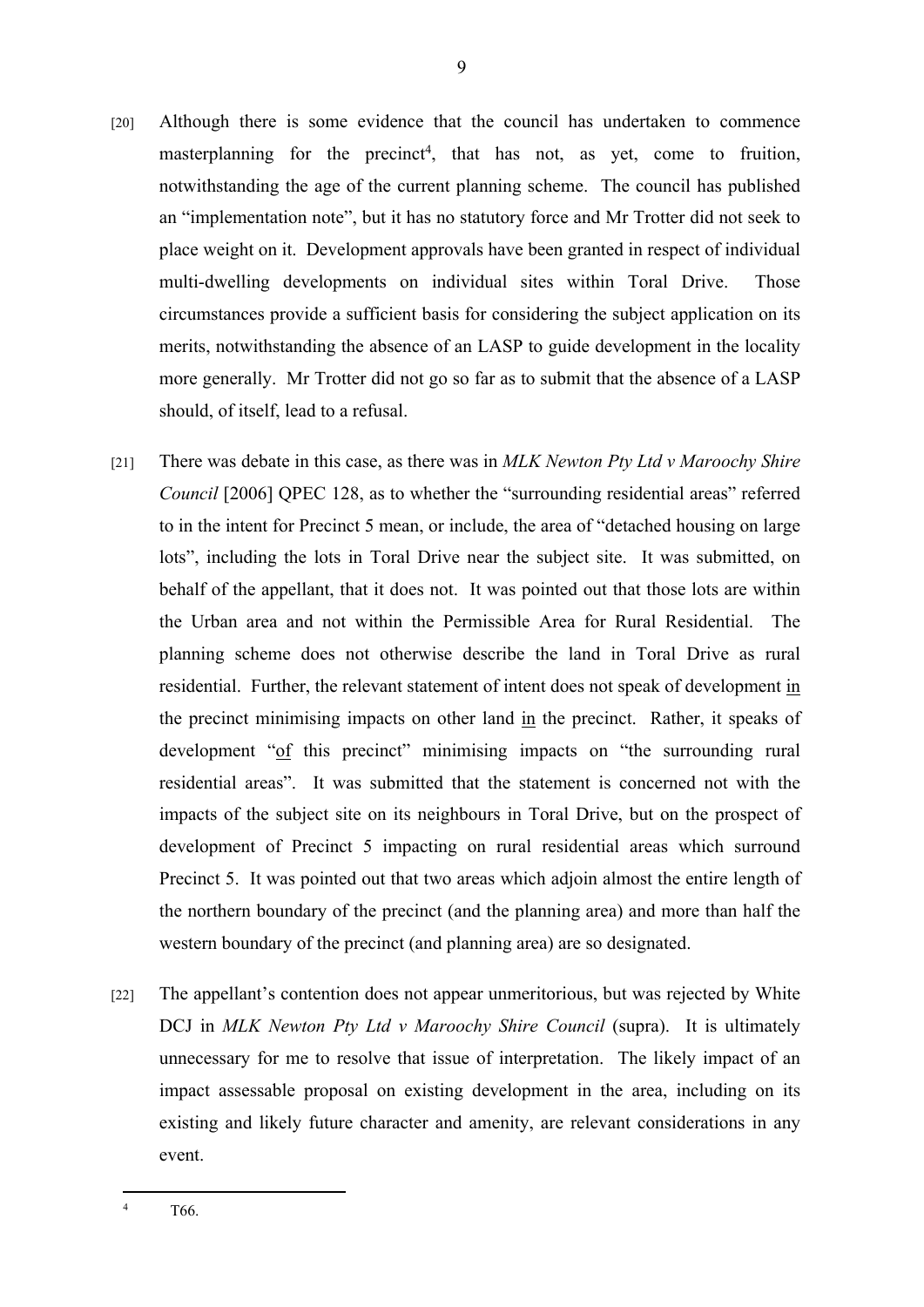[20] Although there is some evidence that the council has undertaken to commence masterplanning for the precinct[4], that has not, as yet, come to fruition, notwithstanding the age of the current planning scheme. The council has published an "implementation note", but it has no statutory force and Mr Trotter did not seek to place weight on it. Development approvals have been granted in respect of individual multi-dwelling developments on individual sites within Toral Drive. Those circumstances provide a sufficient basis for considering the subject application on its merits, notwithstanding the absence of an LASP to guide development in the locality more generally. Mr Trotter did not go so far as to submit that the absence of a LASP should, of itself, lead to a refusal.

[21] There was debate in this case, as there was in *MLK Newton Pty Ltd v Maroochy Shire Council* [2006] QPEC 128, as to whether the "surrounding residential areas" referred to in the intent for Precinct 5 mean, or include, the area of "detached housing on large lots", including the lots in Toral Drive near the subject site. It was submitted, on behalf of the appellant, that it does not. It was pointed out that those lots are within the Urban area and not within the Permissible Area for Rural Residential. The planning scheme does not otherwise describe the land in Toral Drive as rural residential. Further, the relevant statement of intent does not speak of development <u>in</u> the precinct minimising impacts on other land <u>in</u> the precinct. Rather, it speaks of development "<u>of</u> this precinct" minimising impacts on "the surrounding rural residential areas". It was submitted that the statement is concerned not with the impacts of the subject site on its neighbours in Toral Drive, but on the prospect of development of Precinct 5 impacting on rural residential areas which surround Precinct 5. It was pointed out that two areas which adjoin almost the entire length of the northern boundary of the precinct (and the planning area) and more than half the western boundary of the precinct (and planning area) are so designated.

[22] The appellant's contention does not appear unmeritorious, but was rejected by White DCJ in *MLK Newton Pty Ltd v Maroochy Shire Council* (supra). It is ultimately unnecessary for me to resolve that issue of interpretation. The likely impact of an impact assessable proposal on existing development in the area, including on its existing and likely future character and amenity, are relevant considerations in any event.

---

[4] T66.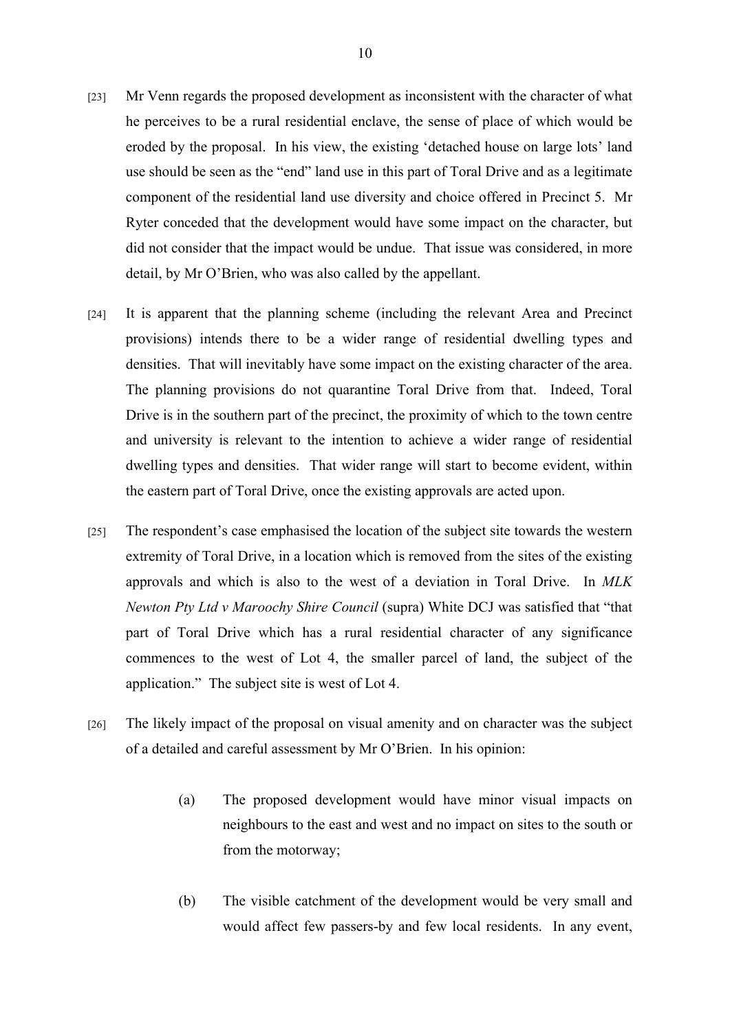[23] Mr Venn regards the proposed development as inconsistent with the character of what he perceives to be a rural residential enclave, the sense of place of which would be eroded by the proposal. In his view, the existing 'detached house on large lots' land use should be seen as the "end" land use in this part of Toral Drive and as a legitimate component of the residential land use diversity and choice offered in Precinct 5. Mr Ryter conceded that the development would have some impact on the character, but did not consider that the impact would be undue. That issue was considered, in more detail, by Mr O'Brien, who was also called by the appellant.

[24] It is apparent that the planning scheme (including the relevant Area and Precinct provisions) intends there to be a wider range of residential dwelling types and densities. That will inevitably have some impact on the existing character of the area. The planning provisions do not quarantine Toral Drive from that. Indeed, Toral Drive is in the southern part of the precinct, the proximity of which to the town centre and university is relevant to the intention to achieve a wider range of residential dwelling types and densities. That wider range will start to become evident, within the eastern part of Toral Drive, once the existing approvals are acted upon.

[25] The respondent's case emphasised the location of the subject site towards the western extremity of Toral Drive, in a location which is removed from the sites of the existing approvals and which is also to the west of a deviation in Toral Drive. In *MLK Newton Pty Ltd v Maroochy Shire Council* (supra) White DCJ was satisfied that "that part of Toral Drive which has a rural residential character of any significance commences to the west of Lot 4, the smaller parcel of land, the subject of the application." The subject site is west of Lot 4.

[26] The likely impact of the proposal on visual amenity and on character was the subject of a detailed and careful assessment by Mr O'Brien. In his opinion:

(a) The proposed development would have minor visual impacts on neighbours to the east and west and no impact on sites to the south or from the motorway;

(b) The visible catchment of the development would be very small and would affect few passers-by and few local residents. In any event,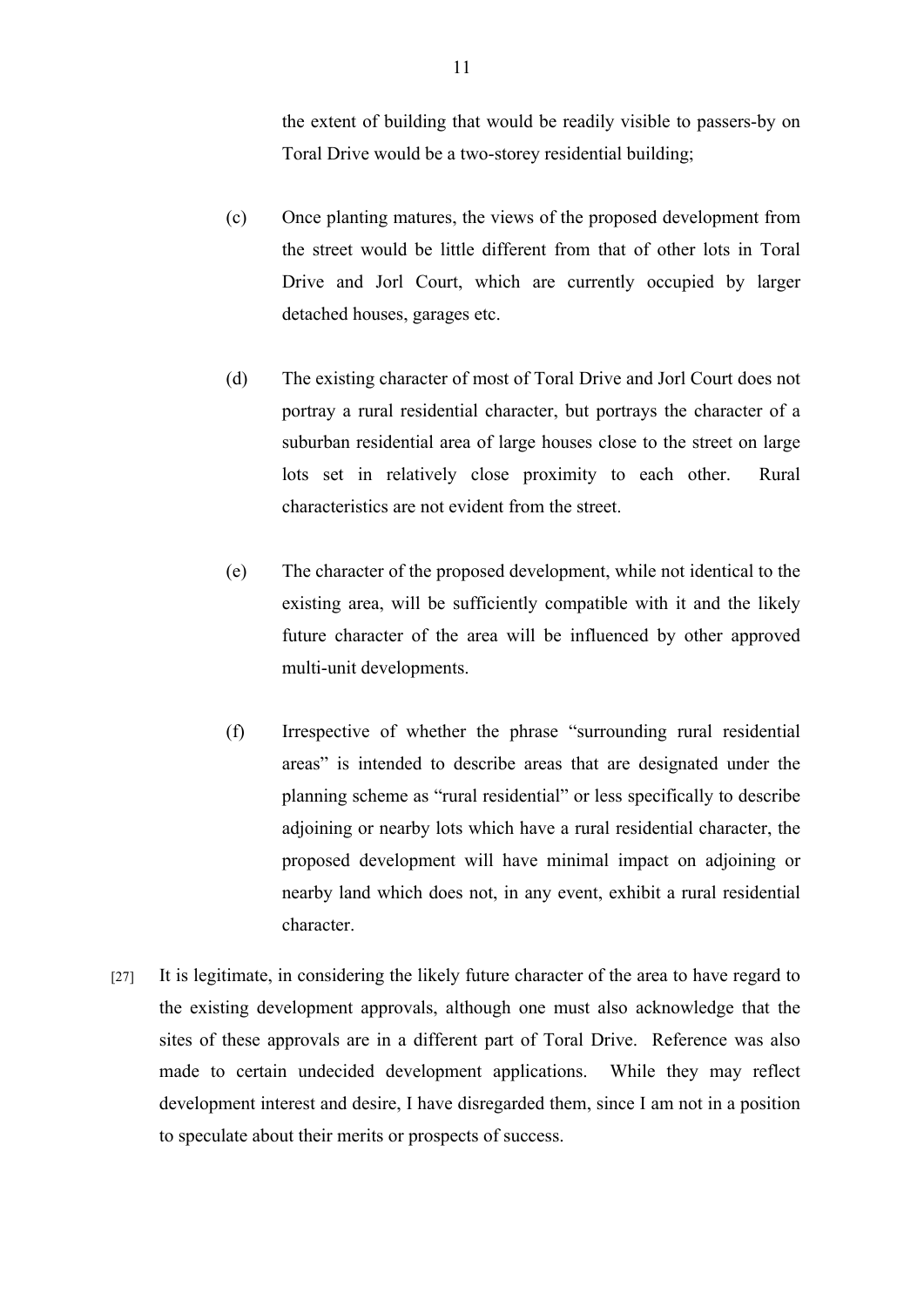the extent of building that would be readily visible to passers-by on Toral Drive would be a two-storey residential building;

(c) Once planting matures, the views of the proposed development from the street would be little different from that of other lots in Toral Drive and Jorl Court, which are currently occupied by larger detached houses, garages etc.

(d) The existing character of most of Toral Drive and Jorl Court does not portray a rural residential character, but portrays the character of a suburban residential area of large houses close to the street on large lots set in relatively close proximity to each other. Rural characteristics are not evident from the street.

(e) The character of the proposed development, while not identical to the existing area, will be sufficiently compatible with it and the likely future character of the area will be influenced by other approved multi-unit developments.

(f) Irrespective of whether the phrase "surrounding rural residential areas" is intended to describe areas that are designated under the planning scheme as "rural residential" or less specifically to describe adjoining or nearby lots which have a rural residential character, the proposed development will have minimal impact on adjoining or nearby land which does not, in any event, exhibit a rural residential character.

[27] It is legitimate, in considering the likely future character of the area to have regard to the existing development approvals, although one must also acknowledge that the sites of these approvals are in a different part of Toral Drive. Reference was also made to certain undecided development applications. While they may reflect development interest and desire, I have disregarded them, since I am not in a position to speculate about their merits or prospects of success.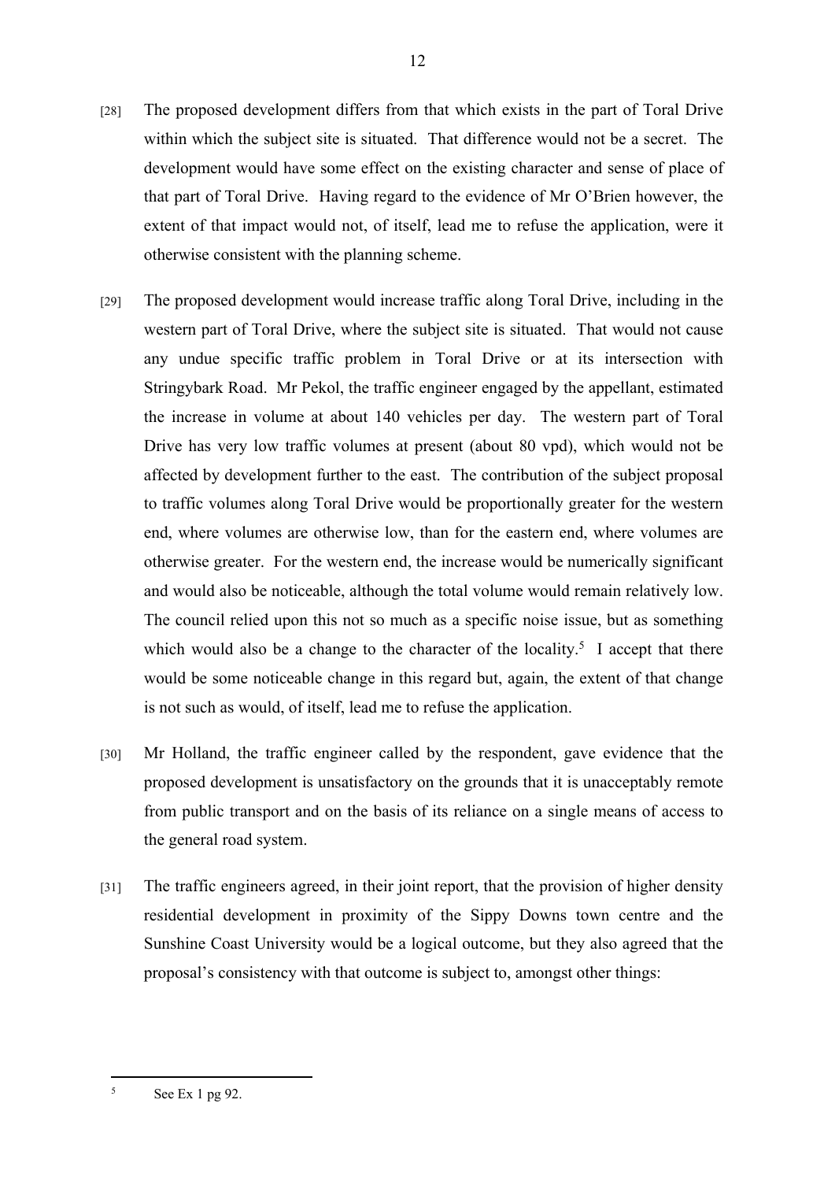[28] The proposed development differs from that which exists in the part of Toral Drive within which the subject site is situated. That difference would not be a secret. The development would have some effect on the existing character and sense of place of that part of Toral Drive. Having regard to the evidence of Mr O'Brien however, the extent of that impact would not, of itself, lead me to refuse the application, were it otherwise consistent with the planning scheme.

[29] The proposed development would increase traffic along Toral Drive, including in the western part of Toral Drive, where the subject site is situated. That would not cause any undue specific traffic problem in Toral Drive or at its intersection with Stringybark Road. Mr Pekol, the traffic engineer engaged by the appellant, estimated the increase in volume at about 140 vehicles per day. The western part of Toral Drive has very low traffic volumes at present (about 80 vpd), which would not be affected by development further to the east. The contribution of the subject proposal to traffic volumes along Toral Drive would be proportionally greater for the western end, where volumes are otherwise low, than for the eastern end, where volumes are otherwise greater. For the western end, the increase would be numerically significant and would also be noticeable, although the total volume would remain relatively low. The council relied upon this not so much as a specific noise issue, but as something which would also be a change to the character of the locality.[5] I accept that there would be some noticeable change in this regard but, again, the extent of that change is not such as would, of itself, lead me to refuse the application.

[30] Mr Holland, the traffic engineer called by the respondent, gave evidence that the proposed development is unsatisfactory on the grounds that it is unacceptably remote from public transport and on the basis of its reliance on a single means of access to the general road system.

[31] The traffic engineers agreed, in their joint report, that the provision of higher density residential development in proximity of the Sippy Downs town centre and the Sunshine Coast University would be a logical outcome, but they also agreed that the proposal's consistency with that outcome is subject to, amongst other things:

---

[5] See Ex 1 pg 92.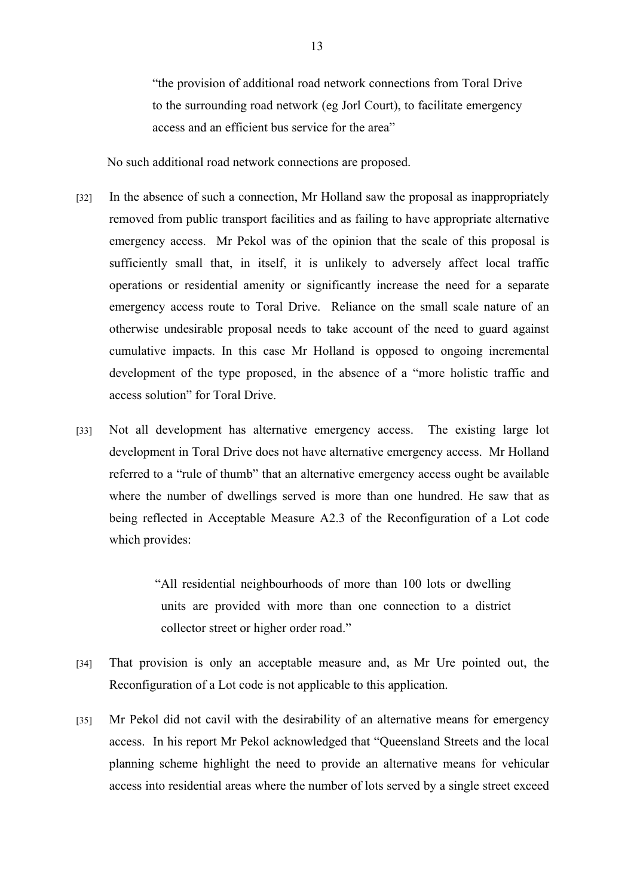> "the provision of additional road network connections from Toral Drive to the surrounding road network (eg Jorl Court), to facilitate emergency access and an efficient bus service for the area"

No such additional road network connections are proposed.

[32] In the absence of such a connection, Mr Holland saw the proposal as inappropriately removed from public transport facilities and as failing to have appropriate alternative emergency access. Mr Pekol was of the opinion that the scale of this proposal is sufficiently small that, in itself, it is unlikely to adversely affect local traffic operations or residential amenity or significantly increase the need for a separate emergency access route to Toral Drive. Reliance on the small scale nature of an otherwise undesirable proposal needs to take account of the need to guard against cumulative impacts. In this case Mr Holland is opposed to ongoing incremental development of the type proposed, in the absence of a "more holistic traffic and access solution" for Toral Drive.

[33] Not all development has alternative emergency access. The existing large lot development in Toral Drive does not have alternative emergency access. Mr Holland referred to a "rule of thumb" that an alternative emergency access ought be available where the number of dwellings served is more than one hundred. He saw that as being reflected in Acceptable Measure A2.3 of the Reconfiguration of a Lot code which provides:

> "All residential neighbourhoods of more than 100 lots or dwelling units are provided with more than one connection to a district collector street or higher order road."

[34] That provision is only an acceptable measure and, as Mr Ure pointed out, the Reconfiguration of a Lot code is not applicable to this application.

[35] Mr Pekol did not cavil with the desirability of an alternative means for emergency access. In his report Mr Pekol acknowledged that "Queensland Streets and the local planning scheme highlight the need to provide an alternative means for vehicular access into residential areas where the number of lots served by a single street exceed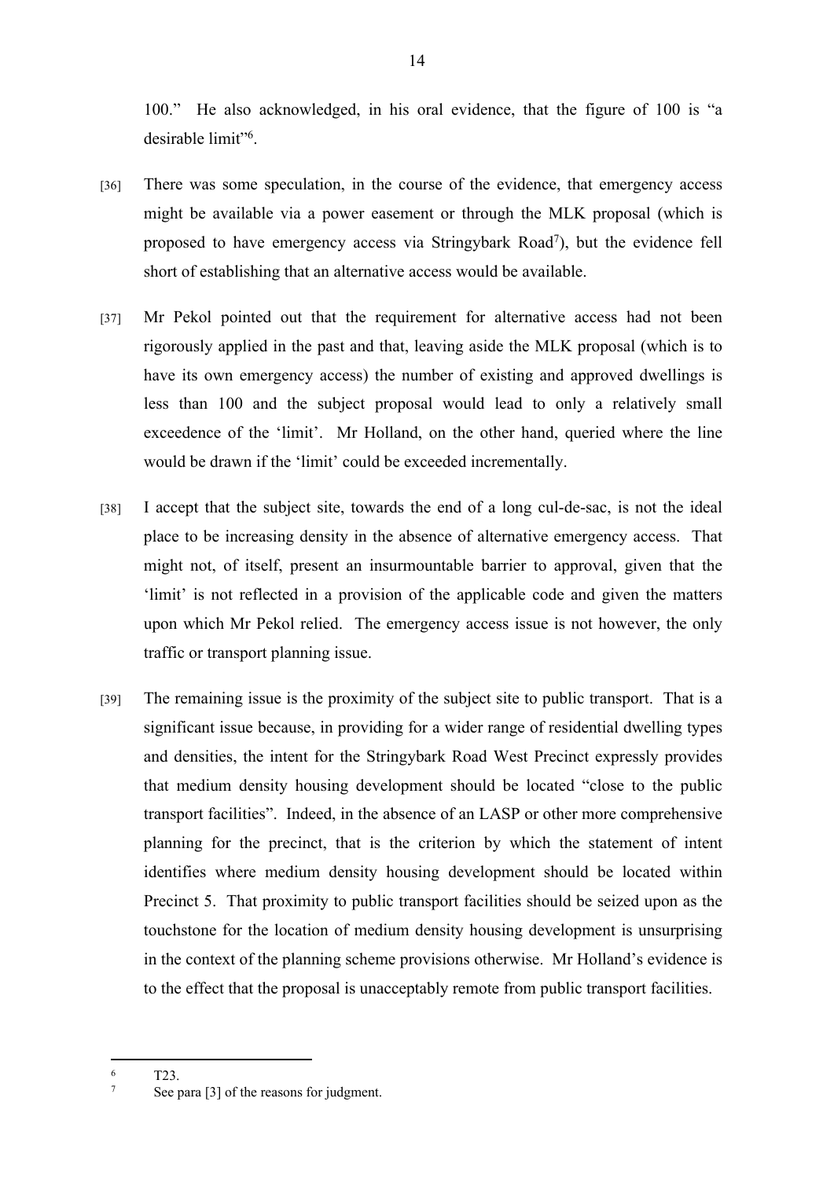100." He also acknowledged, in his oral evidence, that the figure of 100 is "a desirable limit"[6].

[36] There was some speculation, in the course of the evidence, that emergency access might be available via a power easement or through the MLK proposal (which is proposed to have emergency access via Stringybark Road[7]), but the evidence fell short of establishing that an alternative access would be available.

[37] Mr Pekol pointed out that the requirement for alternative access had not been rigorously applied in the past and that, leaving aside the MLK proposal (which is to have its own emergency access) the number of existing and approved dwellings is less than 100 and the subject proposal would lead to only a relatively small exceedence of the 'limit'. Mr Holland, on the other hand, queried where the line would be drawn if the 'limit' could be exceeded incrementally.

[38] I accept that the subject site, towards the end of a long cul-de-sac, is not the ideal place to be increasing density in the absence of alternative emergency access. That might not, of itself, present an insurmountable barrier to approval, given that the 'limit' is not reflected in a provision of the applicable code and given the matters upon which Mr Pekol relied. The emergency access issue is not however, the only traffic or transport planning issue.

[39] The remaining issue is the proximity of the subject site to public transport. That is a significant issue because, in providing for a wider range of residential dwelling types and densities, the intent for the Stringybark Road West Precinct expressly provides that medium density housing development should be located "close to the public transport facilities". Indeed, in the absence of an LASP or other more comprehensive planning for the precinct, that is the criterion by which the statement of intent identifies where medium density housing development should be located within Precinct 5. That proximity to public transport facilities should be seized upon as the touchstone for the location of medium density housing development is unsurprising in the context of the planning scheme provisions otherwise. Mr Holland's evidence is to the effect that the proposal is unacceptably remote from public transport facilities.

---

[6] T23.

[7] See para [3] of the reasons for judgment.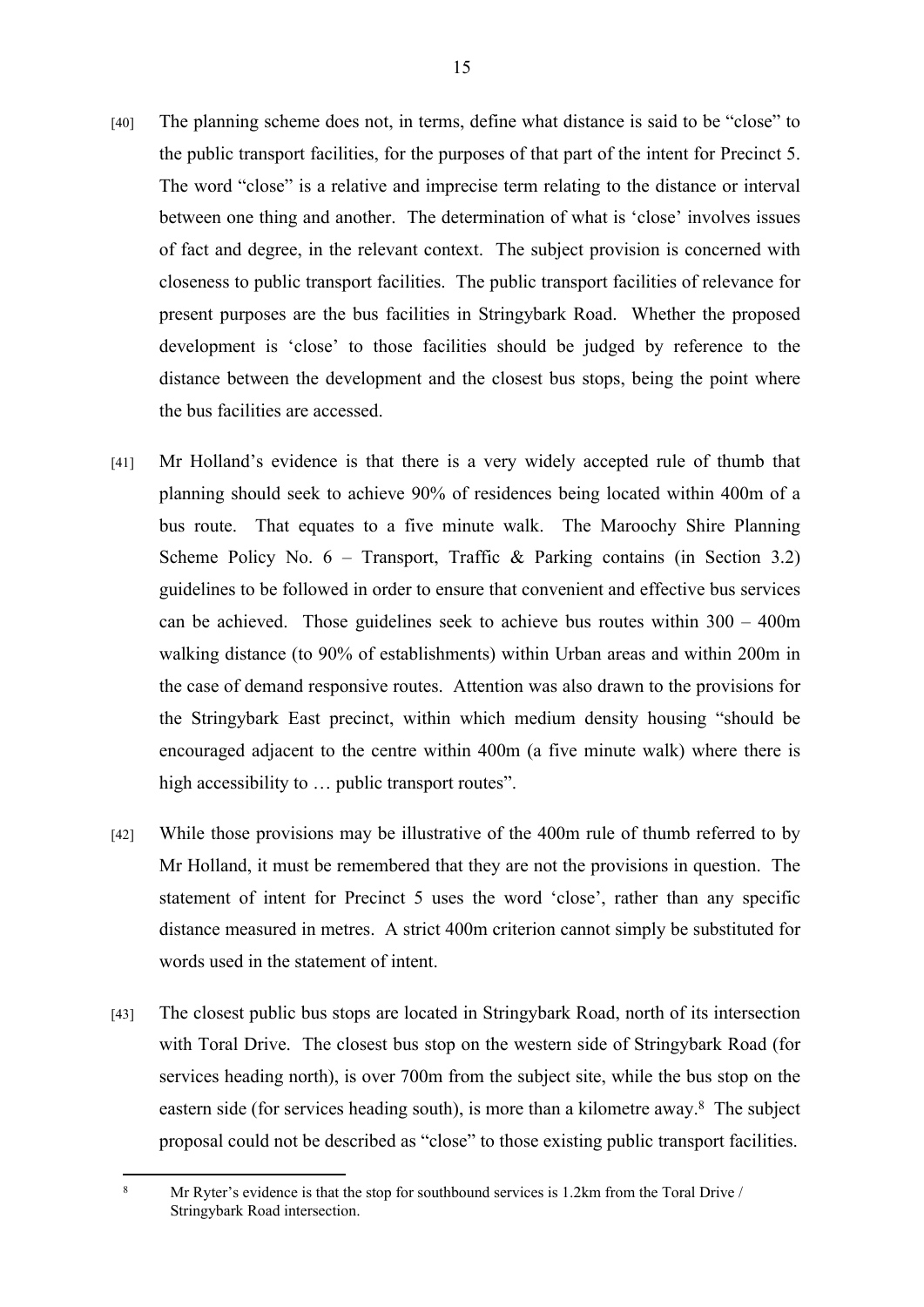[40] The planning scheme does not, in terms, define what distance is said to be "close" to the public transport facilities, for the purposes of that part of the intent for Precinct 5. The word "close" is a relative and imprecise term relating to the distance or interval between one thing and another. The determination of what is 'close' involves issues of fact and degree, in the relevant context. The subject provision is concerned with closeness to public transport facilities. The public transport facilities of relevance for present purposes are the bus facilities in Stringybark Road. Whether the proposed development is 'close' to those facilities should be judged by reference to the distance between the development and the closest bus stops, being the point where the bus facilities are accessed.

[41] Mr Holland's evidence is that there is a very widely accepted rule of thumb that planning should seek to achieve 90% of residences being located within 400m of a bus route. That equates to a five minute walk. The Maroochy Shire Planning Scheme Policy No. 6 – Transport, Traffic & Parking contains (in Section 3.2) guidelines to be followed in order to ensure that convenient and effective bus services can be achieved. Those guidelines seek to achieve bus routes within 300 – 400m walking distance (to 90% of establishments) within Urban areas and within 200m in the case of demand responsive routes. Attention was also drawn to the provisions for the Stringybark East precinct, within which medium density housing "should be encouraged adjacent to the centre within 400m (a five minute walk) where there is high accessibility to … public transport routes".

[42] While those provisions may be illustrative of the 400m rule of thumb referred to by Mr Holland, it must be remembered that they are not the provisions in question. The statement of intent for Precinct 5 uses the word 'close', rather than any specific distance measured in metres. A strict 400m criterion cannot simply be substituted for words used in the statement of intent.

[43] The closest public bus stops are located in Stringybark Road, north of its intersection with Toral Drive. The closest bus stop on the western side of Stringybark Road (for services heading north), is over 700m from the subject site, while the bus stop on the eastern side (for services heading south), is more than a kilometre away.[8] The subject proposal could not be described as "close" to those existing public transport facilities.

---

[8] Mr Ryter's evidence is that the stop for southbound services is 1.2km from the Toral Drive / Stringybark Road intersection.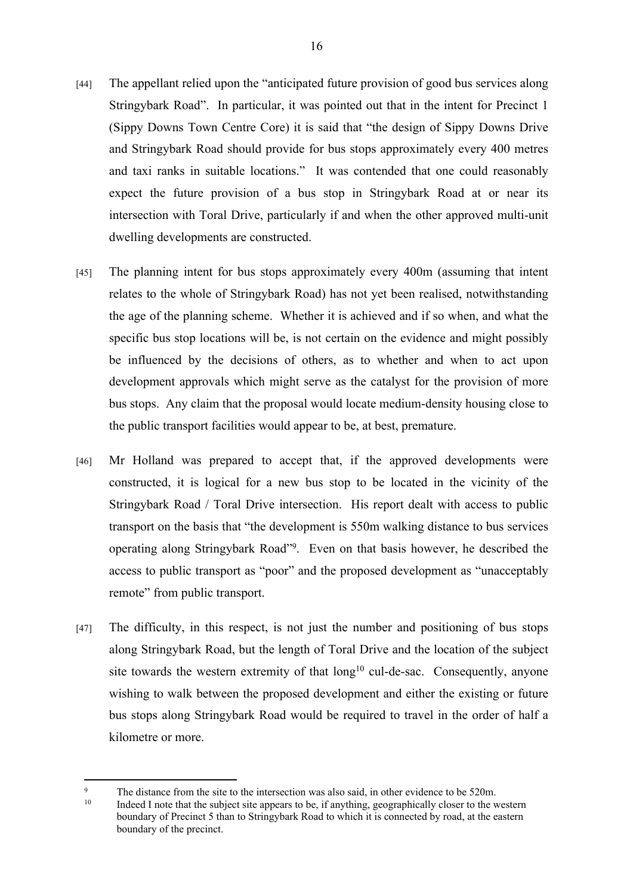[44] The appellant relied upon the "anticipated future provision of good bus services along Stringybark Road". In particular, it was pointed out that in the intent for Precinct 1 (Sippy Downs Town Centre Core) it is said that "the design of Sippy Downs Drive and Stringybark Road should provide for bus stops approximately every 400 metres and taxi ranks in suitable locations." It was contended that one could reasonably expect the future provision of a bus stop in Stringybark Road at or near its intersection with Toral Drive, particularly if and when the other approved multi-unit dwelling developments are constructed.

[45] The planning intent for bus stops approximately every 400m (assuming that intent relates to the whole of Stringybark Road) has not yet been realised, notwithstanding the age of the planning scheme. Whether it is achieved and if so when, and what the specific bus stop locations will be, is not certain on the evidence and might possibly be influenced by the decisions of others, as to whether and when to act upon development approvals which might serve as the catalyst for the provision of more bus stops. Any claim that the proposal would locate medium-density housing close to the public transport facilities would appear to be, at best, premature.

[46] Mr Holland was prepared to accept that, if the approved developments were constructed, it is logical for a new bus stop to be located in the vicinity of the Stringybark Road / Toral Drive intersection. His report dealt with access to public transport on the basis that "the development is 550m walking distance to bus services operating along Stringybark Road"[9]. Even on that basis however, he described the access to public transport as "poor" and the proposed development as "unacceptably remote" from public transport.

[47] The difficulty, in this respect, is not just the number and positioning of bus stops along Stringybark Road, but the length of Toral Drive and the location of the subject site towards the western extremity of that long[10] cul-de-sac. Consequently, anyone wishing to walk between the proposed development and either the existing or future bus stops along Stringybark Road would be required to travel in the order of half a kilometre or more.

---

[9] The distance from the site to the intersection was also said, in other evidence to be 520m.

[10] Indeed I note that the subject site appears to be, if anything, geographically closer to the western boundary of Precinct 5 than to Stringybark Road to which it is connected by road, at the eastern boundary of the precinct.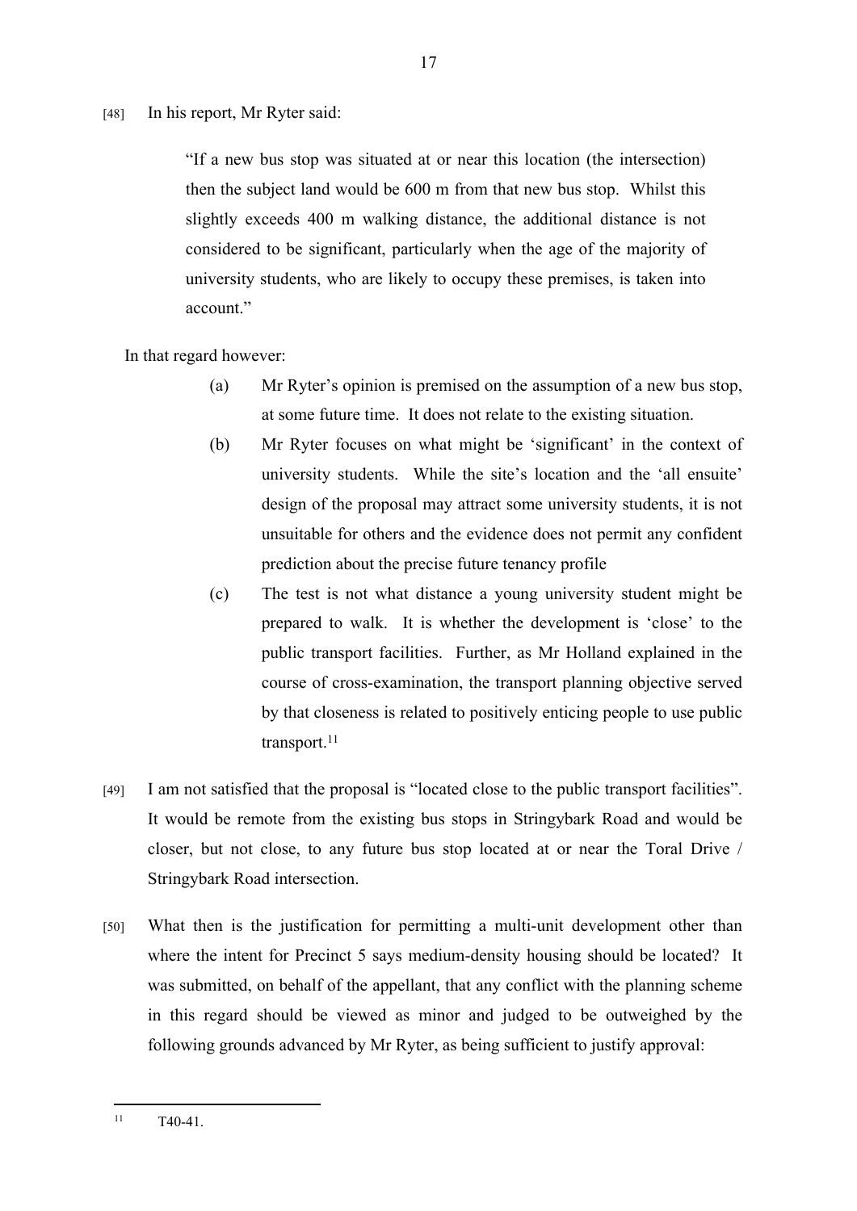[48] In his report, Mr Ryter said:

> "If a new bus stop was situated at or near this location (the intersection) then the subject land would be 600 m from that new bus stop. Whilst this slightly exceeds 400 m walking distance, the additional distance is not considered to be significant, particularly when the age of the majority of university students, who are likely to occupy these premises, is taken into account."

In that regard however:

(a) Mr Ryter's opinion is premised on the assumption of a new bus stop, at some future time. It does not relate to the existing situation.

(b) Mr Ryter focuses on what might be 'significant' in the context of university students. While the site's location and the 'all ensuite' design of the proposal may attract some university students, it is not unsuitable for others and the evidence does not permit any confident prediction about the precise future tenancy profile

(c) The test is not what distance a young university student might be prepared to walk. It is whether the development is 'close' to the public transport facilities. Further, as Mr Holland explained in the course of cross-examination, the transport planning objective served by that closeness is related to positively enticing people to use public transport.[11]

[49] I am not satisfied that the proposal is "located close to the public transport facilities". It would be remote from the existing bus stops in Stringybark Road and would be closer, but not close, to any future bus stop located at or near the Toral Drive / Stringybark Road intersection.

[50] What then is the justification for permitting a multi-unit development other than where the intent for Precinct 5 says medium-density housing should be located? It was submitted, on behalf of the appellant, that any conflict with the planning scheme in this regard should be viewed as minor and judged to be outweighed by the following grounds advanced by Mr Ryter, as being sufficient to justify approval:

---

[11] T40-41.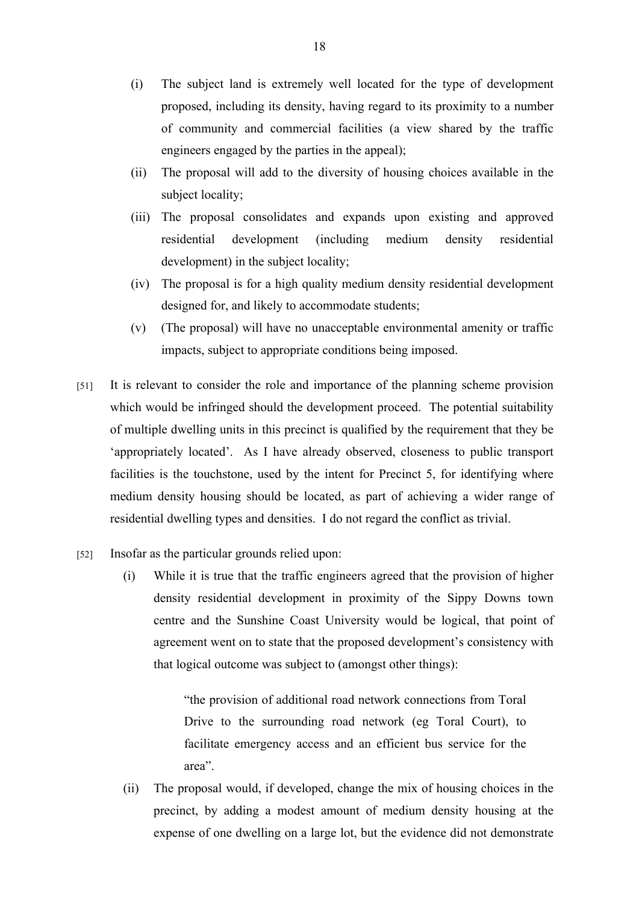(i) The subject land is extremely well located for the type of development proposed, including its density, having regard to its proximity to a number of community and commercial facilities (a view shared by the traffic engineers engaged by the parties in the appeal);

(ii) The proposal will add to the diversity of housing choices available in the subject locality;

(iii) The proposal consolidates and expands upon existing and approved residential development (including medium density residential development) in the subject locality;

(iv) The proposal is for a high quality medium density residential development designed for, and likely to accommodate students;

(v) (The proposal) will have no unacceptable environmental amenity or traffic impacts, subject to appropriate conditions being imposed.

[51] It is relevant to consider the role and importance of the planning scheme provision which would be infringed should the development proceed. The potential suitability of multiple dwelling units in this precinct is qualified by the requirement that they be 'appropriately located'. As I have already observed, closeness to public transport facilities is the touchstone, used by the intent for Precinct 5, for identifying where medium density housing should be located, as part of achieving a wider range of residential dwelling types and densities. I do not regard the conflict as trivial.

[52] Insofar as the particular grounds relied upon:

(i) While it is true that the traffic engineers agreed that the provision of higher density residential development in proximity of the Sippy Downs town centre and the Sunshine Coast University would be logical, that point of agreement went on to state that the proposed development's consistency with that logical outcome was subject to (amongst other things):

> "the provision of additional road network connections from Toral Drive to the surrounding road network (eg Toral Court), to facilitate emergency access and an efficient bus service for the area".

(ii) The proposal would, if developed, change the mix of housing choices in the precinct, by adding a modest amount of medium density housing at the expense of one dwelling on a large lot, but the evidence did not demonstrate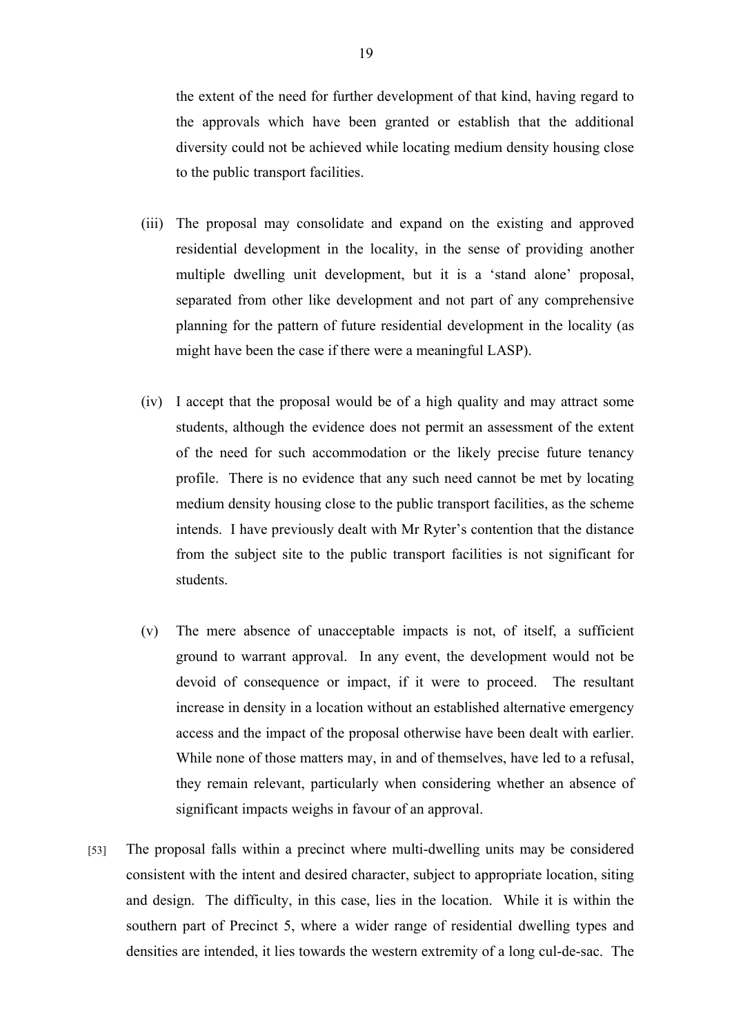the extent of the need for further development of that kind, having regard to the approvals which have been granted or establish that the additional diversity could not be achieved while locating medium density housing close to the public transport facilities.

(iii) The proposal may consolidate and expand on the existing and approved residential development in the locality, in the sense of providing another multiple dwelling unit development, but it is a 'stand alone' proposal, separated from other like development and not part of any comprehensive planning for the pattern of future residential development in the locality (as might have been the case if there were a meaningful LASP).

(iv) I accept that the proposal would be of a high quality and may attract some students, although the evidence does not permit an assessment of the extent of the need for such accommodation or the likely precise future tenancy profile. There is no evidence that any such need cannot be met by locating medium density housing close to the public transport facilities, as the scheme intends. I have previously dealt with Mr Ryter's contention that the distance from the subject site to the public transport facilities is not significant for students.

(v) The mere absence of unacceptable impacts is not, of itself, a sufficient ground to warrant approval. In any event, the development would not be devoid of consequence or impact, if it were to proceed. The resultant increase in density in a location without an established alternative emergency access and the impact of the proposal otherwise have been dealt with earlier. While none of those matters may, in and of themselves, have led to a refusal, they remain relevant, particularly when considering whether an absence of significant impacts weighs in favour of an approval.

[53] The proposal falls within a precinct where multi-dwelling units may be considered consistent with the intent and desired character, subject to appropriate location, siting and design. The difficulty, in this case, lies in the location. While it is within the southern part of Precinct 5, where a wider range of residential dwelling types and densities are intended, it lies towards the western extremity of a long cul-de-sac. The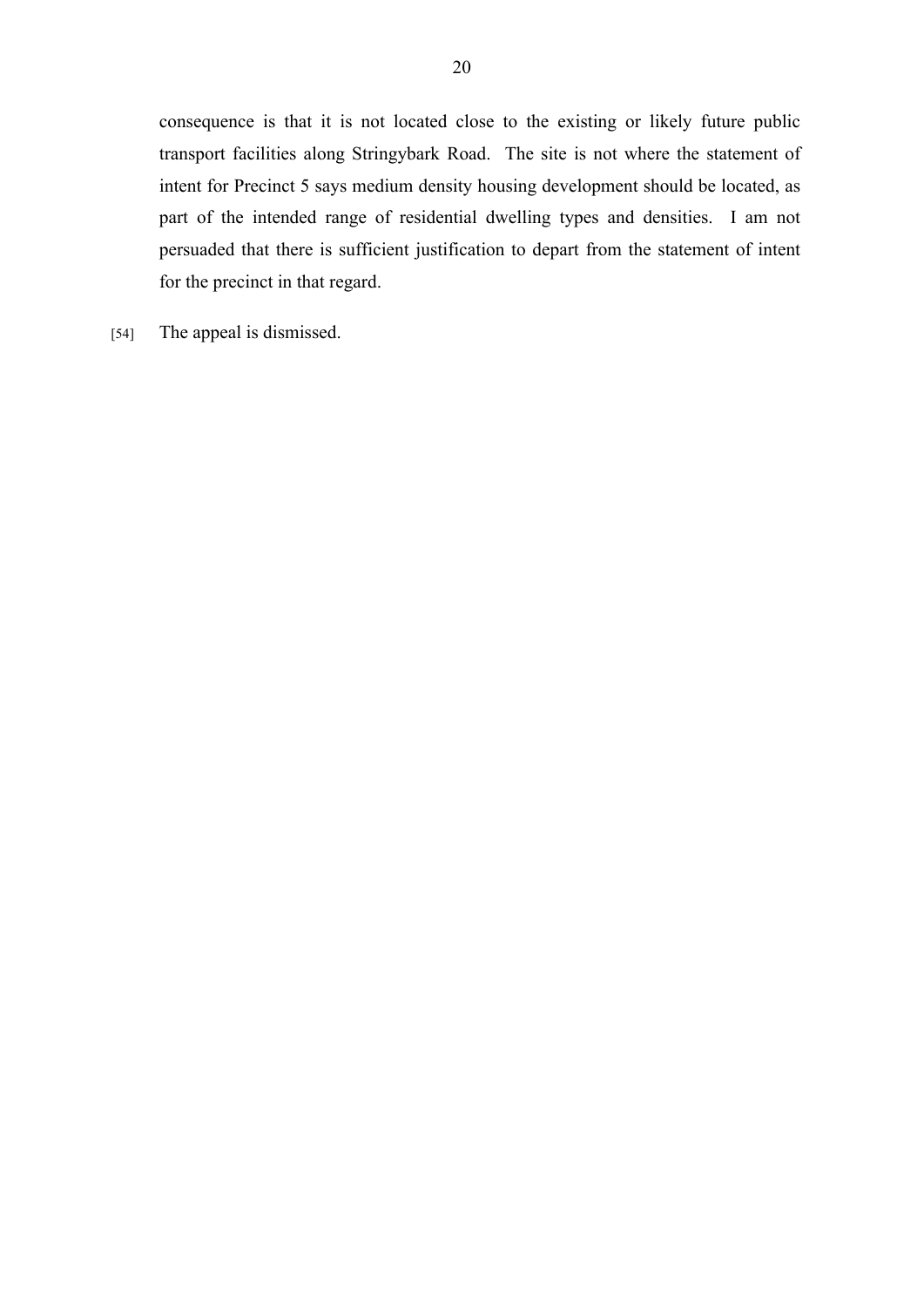consequence is that it is not located close to the existing or likely future public transport facilities along Stringybark Road. The site is not where the statement of intent for Precinct 5 says medium density housing development should be located, as part of the intended range of residential dwelling types and densities. I am not persuaded that there is sufficient justification to depart from the statement of intent for the precinct in that regard.

[54] The appeal is dismissed.